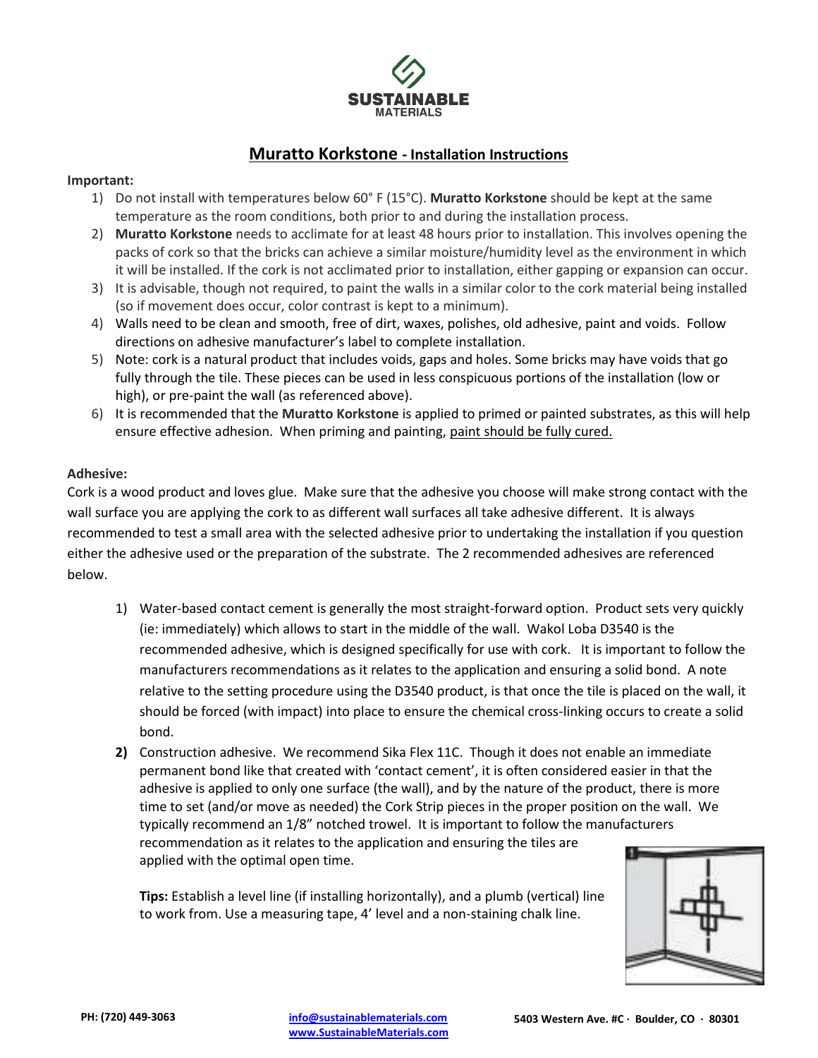SUSTAINABLE MATERIALS

# Muratto Korkstone - Installation Instructions

**Important:**

1) Do not install with temperatures below 60° F (15°C). **Muratto Korkstone** should be kept at the same temperature as the room conditions, both prior to and during the installation process.
2) **Muratto Korkstone** needs to acclimate for at least 48 hours prior to installation. This involves opening the packs of cork so that the bricks can achieve a similar moisture/humidity level as the environment in which it will be installed. If the cork is not acclimated prior to installation, either gapping or expansion can occur.
3) It is advisable, though not required, to paint the walls in a similar color to the cork material being installed (so if movement does occur, color contrast is kept to a minimum).
4) Walls need to be clean and smooth, free of dirt, waxes, polishes, old adhesive, paint and voids. Follow directions on adhesive manufacturer's label to complete installation.
5) Note: cork is a natural product that includes voids, gaps and holes. Some bricks may have voids that go fully through the tile. These pieces can be used in less conspicuous portions of the installation (low or high), or pre-paint the wall (as referenced above).
6) It is recommended that the **Muratto Korkstone** is applied to primed or painted substrates, as this will help ensure effective adhesion. When priming and painting, paint should be fully cured.

**Adhesive:**

Cork is a wood product and loves glue. Make sure that the adhesive you choose will make strong contact with the wall surface you are applying the cork to as different wall surfaces all take adhesive different. It is always recommended to test a small area with the selected adhesive prior to undertaking the installation if you question either the adhesive used or the preparation of the substrate. The 2 recommended adhesives are referenced below.

1) Water-based contact cement is generally the most straight-forward option. Product sets very quickly (ie: immediately) which allows to start in the middle of the wall. Wakol Loba D3540 is the recommended adhesive, which is designed specifically for use with cork. It is important to follow the manufacturers recommendations as it relates to the application and ensuring a solid bond. A note relative to the setting procedure using the D3540 product, is that once the tile is placed on the wall, it should be forced (with impact) into place to ensure the chemical cross-linking occurs to create a solid bond.
2) Construction adhesive. We recommend Sika Flex 11C. Though it does not enable an immediate permanent bond like that created with 'contact cement', it is often considered easier in that the adhesive is applied to only one surface (the wall), and by the nature of the product, there is more time to set (and/or move as needed) the Cork Strip pieces in the proper position on the wall. We typically recommend an 1/8" notched trowel. It is important to follow the manufacturers recommendation as it relates to the application and ensuring the tiles are applied with the optimal open time.

   **Tips:** Establish a level line (if installing horizontally), and a plumb (vertical) line to work from. Use a measuring tape, 4' level and a non-staining chalk line.

PH: (720) 449-3063 info@sustainablematerials.com www.SustainableMaterials.com 5403 Western Ave. #C · Boulder, CO · 80301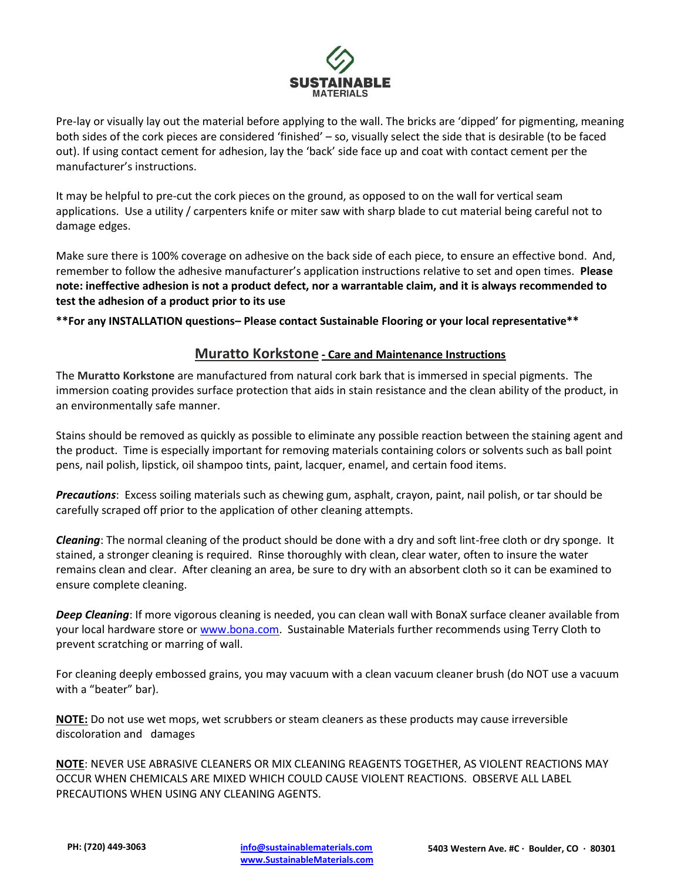**SUSTAINABLE**
**MATERIALS**

Pre-lay or visually lay out the material before applying to the wall. The bricks are 'dipped' for pigmenting, meaning both sides of the cork pieces are considered 'finished' – so, visually select the side that is desirable (to be faced out). If using contact cement for adhesion, lay the 'back' side face up and coat with contact cement per the manufacturer's instructions.

It may be helpful to pre-cut the cork pieces on the ground, as opposed to on the wall for vertical seam applications. Use a utility / carpenters knife or miter saw with sharp blade to cut material being careful not to damage edges.

Make sure there is 100% coverage on adhesive on the back side of each piece, to ensure an effective bond. And, remember to follow the adhesive manufacturer's application instructions relative to set and open times. **Please note: ineffective adhesion is not a product defect, nor a warrantable claim, and it is always recommended to test the adhesion of a product prior to its use**

**\*\*For any INSTALLATION questions– Please contact Sustainable Flooring or your local representative\*\***

## Muratto Korkstone - Care and Maintenance Instructions

The **Muratto Korkstone** are manufactured from natural cork bark that is immersed in special pigments. The immersion coating provides surface protection that aids in stain resistance and the clean ability of the product, in an environmentally safe manner.

Stains should be removed as quickly as possible to eliminate any possible reaction between the staining agent and the product. Time is especially important for removing materials containing colors or solvents such as ball point pens, nail polish, lipstick, oil shampoo tints, paint, lacquer, enamel, and certain food items.

***Precautions***: Excess soiling materials such as chewing gum, asphalt, crayon, paint, nail polish, or tar should be carefully scraped off prior to the application of other cleaning attempts.

***Cleaning***: The normal cleaning of the product should be done with a dry and soft lint-free cloth or dry sponge. It stained, a stronger cleaning is required. Rinse thoroughly with clean, clear water, often to insure the water remains clean and clear. After cleaning an area, be sure to dry with an absorbent cloth so it can be examined to ensure complete cleaning.

***Deep Cleaning***: If more vigorous cleaning is needed, you can clean wall with BonaX surface cleaner available from your local hardware store or www.bona.com. Sustainable Materials further recommends using Terry Cloth to prevent scratching or marring of wall.

For cleaning deeply embossed grains, you may vacuum with a clean vacuum cleaner brush (do NOT use a vacuum with a "beater" bar).

**NOTE:** Do not use wet mops, wet scrubbers or steam cleaners as these products may cause irreversible discoloration and damages

**NOTE**: NEVER USE ABRASIVE CLEANERS OR MIX CLEANING REAGENTS TOGETHER, AS VIOLENT REACTIONS MAY OCCUR WHEN CHEMICALS ARE MIXED WHICH COULD CAUSE VIOLENT REACTIONS. OBSERVE ALL LABEL PRECAUTIONS WHEN USING ANY CLEANING AGENTS.

**PH: (720) 449-3063** **info@sustainablematerials.com** **www.SustainableMaterials.com** **5403 Western Ave. #C · Boulder, CO · 80301**